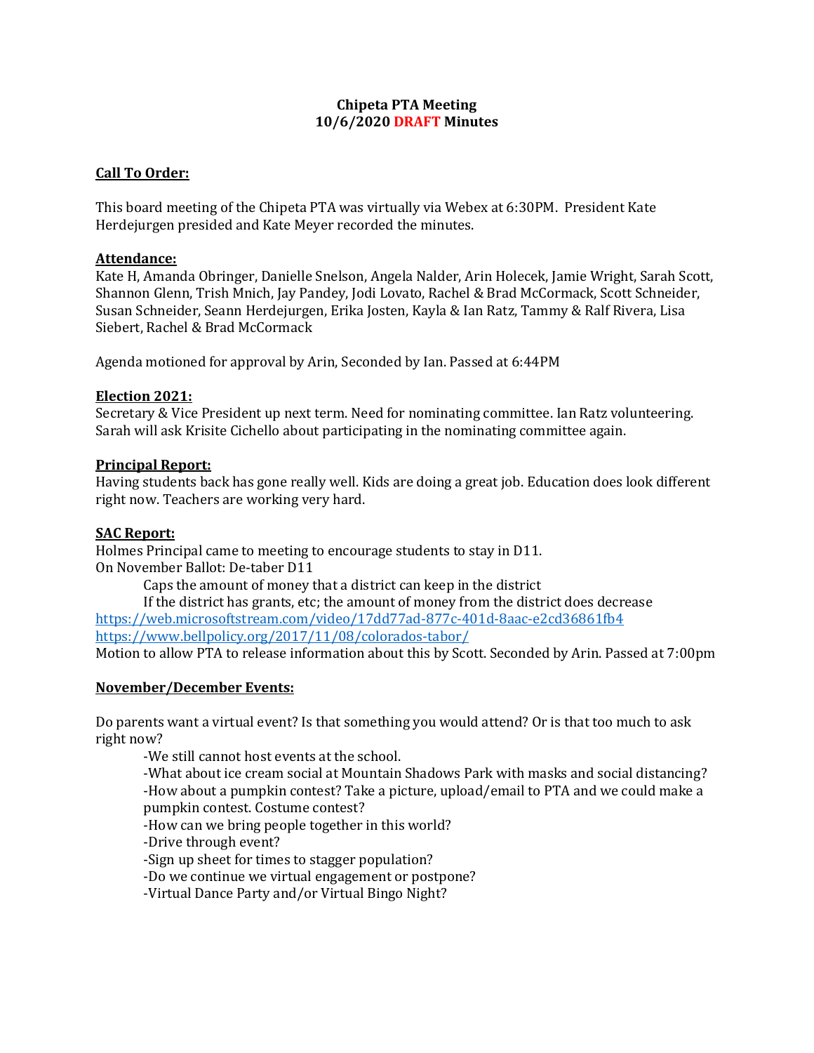**Chipeta PTA Meeting**
**10/6/2020 DRAFT Minutes**

**Call To Order:**

This board meeting of the Chipeta PTA was virtually via Webex at 6:30PM. President Kate Herdejurgen presided and Kate Meyer recorded the minutes.

**Attendance:**
Kate H, Amanda Obringer, Danielle Snelson, Angela Nalder, Arin Holecek, Jamie Wright, Sarah Scott, Shannon Glenn, Trish Mnich, Jay Pandey, Jodi Lovato, Rachel & Brad McCormack, Scott Schneider, Susan Schneider, Seann Herdejurgen, Erika Josten, Kayla & Ian Ratz, Tammy & Ralf Rivera, Lisa Siebert, Rachel & Brad McCormack

Agenda motioned for approval by Arin, Seconded by Ian. Passed at 6:44PM

**Election 2021:**
Secretary & Vice President up next term. Need for nominating committee. Ian Ratz volunteering. Sarah will ask Krisite Cichello about participating in the nominating committee again.

**Principal Report:**
Having students back has gone really well. Kids are doing a great job. Education does look different right now. Teachers are working very hard.

**SAC Report:**
Holmes Principal came to meeting to encourage students to stay in D11.
On November Ballot: De-taber D11

Caps the amount of money that a district can keep in the district
If the district has grants, etc; the amount of money from the district does decrease

https://web.microsoftstream.com/video/17dd77ad-877c-401d-8aac-e2cd36861fb4
https://www.bellpolicy.org/2017/11/08/colorados-tabor/
Motion to allow PTA to release information about this by Scott. Seconded by Arin. Passed at 7:00pm

**November/December Events:**

Do parents want a virtual event? Is that something you would attend? Or is that too much to ask right now?

-We still cannot host events at the school.
-What about ice cream social at Mountain Shadows Park with masks and social distancing?
-How about a pumpkin contest? Take a picture, upload/email to PTA and we could make a pumpkin contest. Costume contest?
-How can we bring people together in this world?
-Drive through event?
-Sign up sheet for times to stagger population?
-Do we continue we virtual engagement or postpone?
-Virtual Dance Party and/or Virtual Bingo Night?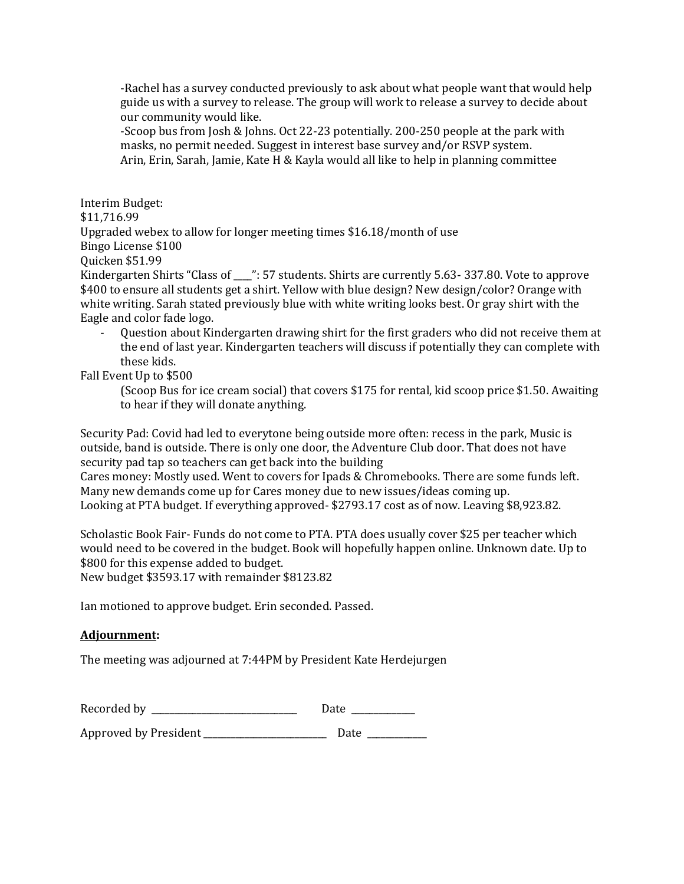-Rachel has a survey conducted previously to ask about what people want that would help guide us with a survey to release. The group will work to release a survey to decide about our community would like.
-Scoop bus from Josh & Johns. Oct 22-23 potentially. 200-250 people at the park with masks, no permit needed. Suggest in interest base survey and/or RSVP system.
Arin, Erin, Sarah, Jamie, Kate H & Kayla would all like to help in planning committee

Interim Budget:
$11,716.99
Upgraded webex to allow for longer meeting times $16.18/month of use
Bingo License $100
Quicken $51.99
Kindergarten Shirts "Class of ____": 57 students. Shirts are currently 5.63- 337.80. Vote to approve $400 to ensure all students get a shirt. Yellow with blue design? New design/color? Orange with white writing. Sarah stated previously blue with white writing looks best. Or gray shirt with the Eagle and color fade logo.

- Question about Kindergarten drawing shirt for the first graders who did not receive them at the end of last year. Kindergarten teachers will discuss if potentially they can complete with these kids.

Fall Event Up to $500
(Scoop Bus for ice cream social) that covers $175 for rental, kid scoop price $1.50. Awaiting to hear if they will donate anything.

Security Pad: Covid had led to everytone being outside more often: recess in the park, Music is outside, band is outside. There is only one door, the Adventure Club door. That does not have security pad tap so teachers can get back into the building
Cares money: Mostly used. Went to covers for Ipads & Chromebooks. There are some funds left. Many new demands come up for Cares money due to new issues/ideas coming up.
Looking at PTA budget. If everything approved- $2793.17 cost as of now. Leaving $8,923.82.

Scholastic Book Fair- Funds do not come to PTA. PTA does usually cover $25 per teacher which would need to be covered in the budget. Book will hopefully happen online. Unknown date. Up to $800 for this expense added to budget.
New budget $3593.17 with remainder $8123.82

Ian motioned to approve budget. Erin seconded. Passed.

**Adjournment:**

The meeting was adjourned at 7:44PM by President Kate Herdejurgen

Recorded by ______________________ Date __________

Approved by President ____________________ Date __________